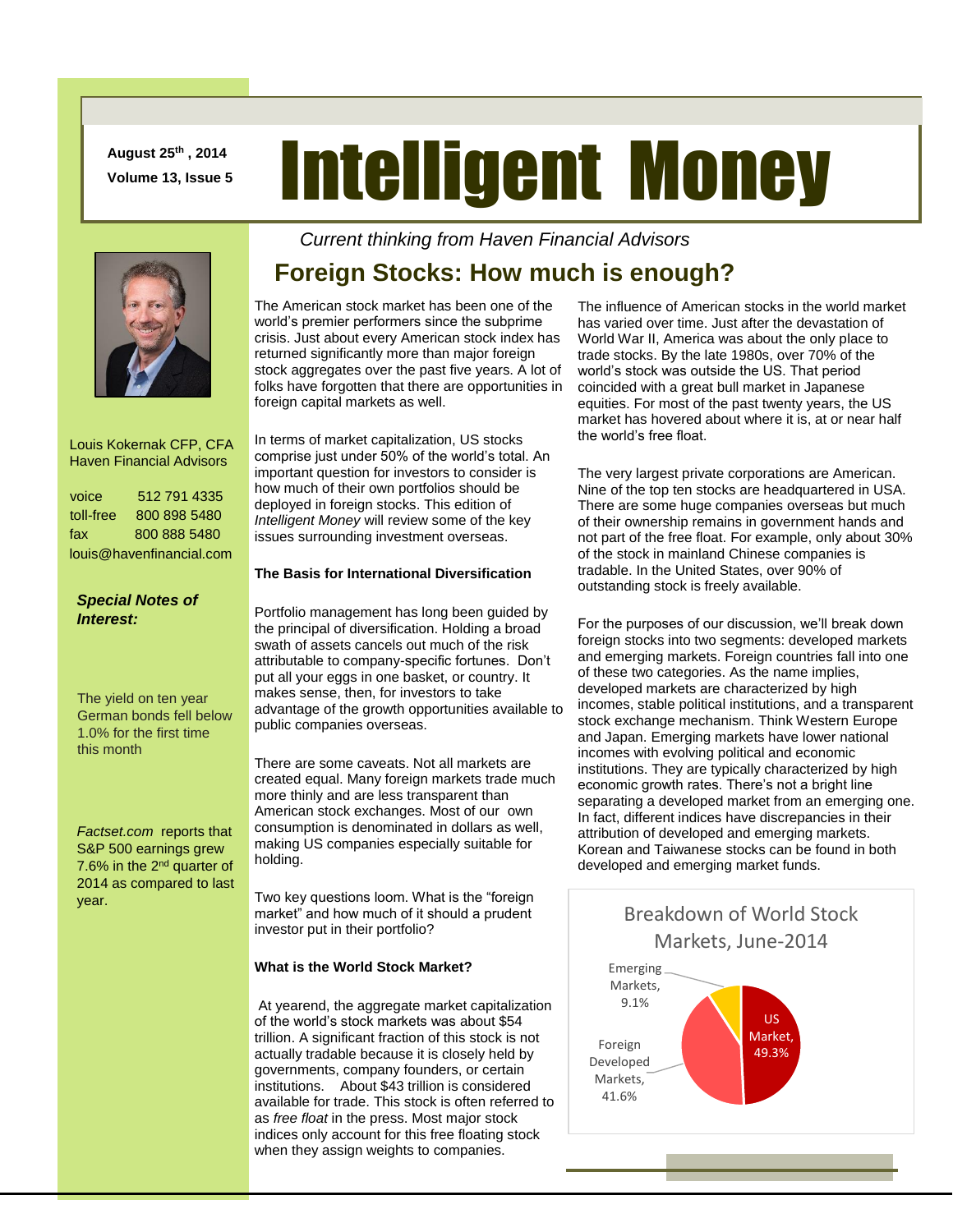August 25th, 2014

Volume 13, Issue 5

# Intelligent Money

*Current thinking from Haven Financial Advisors*

Louis Kokernak CFP, CFA
Haven Financial Advisors

voice 512 791 4335
toll-free 800 898 5480
fax 800 888 5480
louis@havenfinancial.com

***Special Notes of Interest:***

The yield on ten year German bonds fell below 1.0% for the first time this month

*Factset.com* reports that S&P 500 earnings grew 7.6% in the 2nd quarter of 2014 as compared to last year.

## Foreign Stocks: How much is enough?

The American stock market has been one of the world's premier performers since the subprime crisis. Just about every American stock index has returned significantly more than major foreign stock aggregates over the past five years. A lot of folks have forgotten that there are opportunities in foreign capital markets as well.

In terms of market capitalization, US stocks comprise just under 50% of the world's total. An important question for investors to consider is how much of their own portfolios should be deployed in foreign stocks. This edition of *Intelligent Money* will review some of the key issues surrounding investment overseas.

**The Basis for International Diversification**

Portfolio management has long been guided by the principal of diversification. Holding a broad swath of assets cancels out much of the risk attributable to company-specific fortunes. Don't put all your eggs in one basket, or country. It makes sense, then, for investors to take advantage of the growth opportunities available to public companies overseas.

There are some caveats. Not all markets are created equal. Many foreign markets trade much more thinly and are less transparent than American stock exchanges. Most of our own consumption is denominated in dollars as well, making US companies especially suitable for holding.

Two key questions loom. What is the "foreign market" and how much of it should a prudent investor put in their portfolio?

**What is the World Stock Market?**

At yearend, the aggregate market capitalization of the world's stock markets was about $54 trillion. A significant fraction of this stock is not actually tradable because it is closely held by governments, company founders, or certain institutions. About $43 trillion is considered available for trade. This stock is often referred to as *free float* in the press. Most major stock indices only account for this free floating stock when they assign weights to companies.

The influence of American stocks in the world market has varied over time. Just after the devastation of World War II, America was about the only place to trade stocks. By the late 1980s, over 70% of the world's stock was outside the US. That period coincided with a great bull market in Japanese equities. For most of the past twenty years, the US market has hovered about where it is, at or near half the world's free float.

The very largest private corporations are American. Nine of the top ten stocks are headquartered in USA. There are some huge companies overseas but much of their ownership remains in government hands and not part of the free float. For example, only about 30% of the stock in mainland Chinese companies is tradable. In the United States, over 90% of outstanding stock is freely available.

For the purposes of our discussion, we'll break down foreign stocks into two segments: developed markets and emerging markets. Foreign countries fall into one of these two categories. As the name implies, developed markets are characterized by high incomes, stable political institutions, and a transparent stock exchange mechanism. Think Western Europe and Japan. Emerging markets have lower national incomes with evolving political and economic institutions. They are typically characterized by high economic growth rates. There's not a bright line separating a developed market from an emerging one. In fact, different indices have discrepancies in their attribution of developed and emerging markets. Korean and Taiwanese stocks can be found in both developed and emerging market funds.

**Breakdown of World Stock Markets, June-2014**

| Segment | Share |
| --- | --- |
| US Market | 49.3% |
| Foreign Developed Markets | 41.6% |
| Emerging Markets | 9.1% |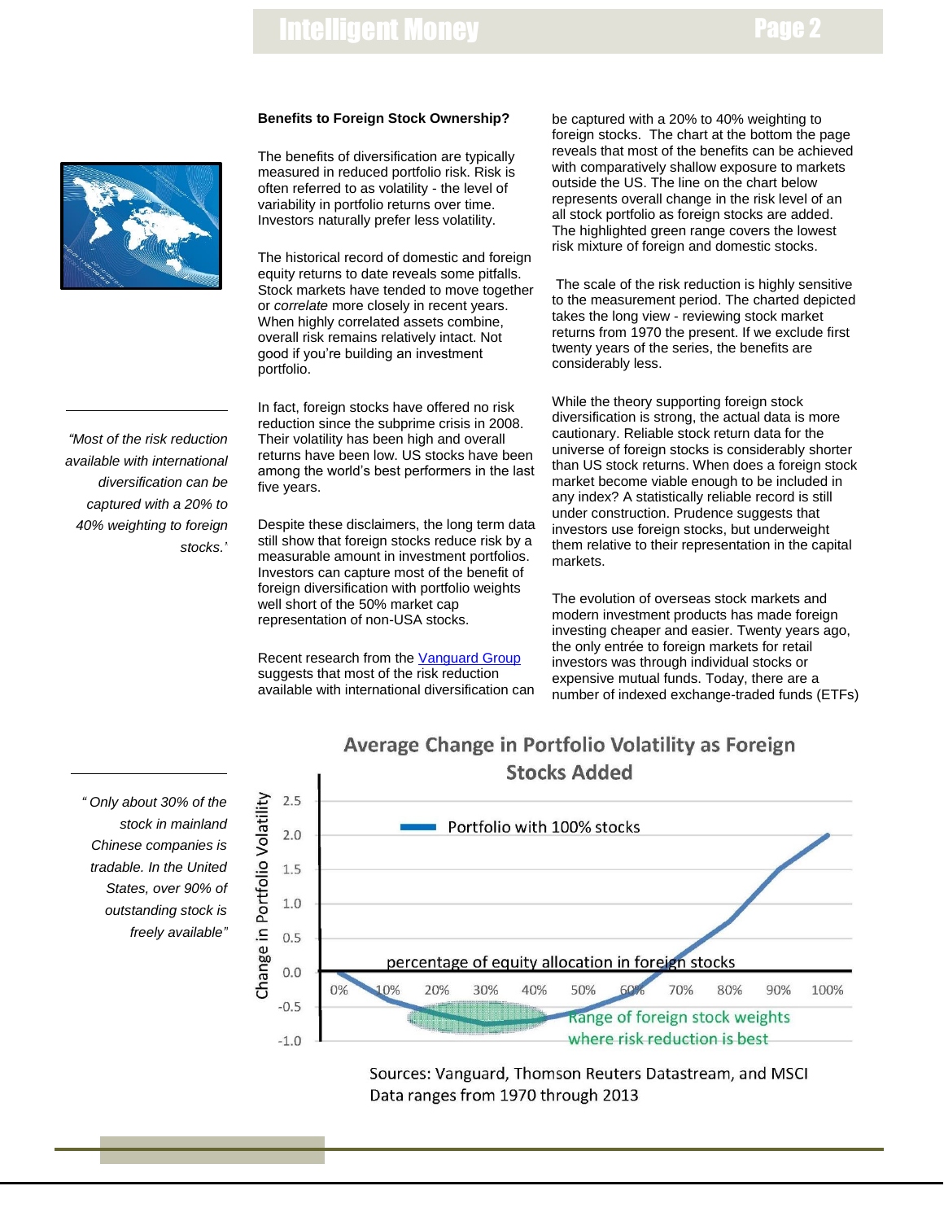### Benefits to Foreign Stock Ownership?

The benefits of diversification are typically measured in reduced portfolio risk. Risk is often referred to as volatility - the level of variability in portfolio returns over time. Investors naturally prefer less volatility.

The historical record of domestic and foreign equity returns to date reveals some pitfalls. Stock markets have tended to move together or *correlate* more closely in recent years. When highly correlated assets combine, overall risk remains relatively intact. Not good if you're building an investment portfolio.

In fact, foreign stocks have offered no risk reduction since the subprime crisis in 2008. Their volatility has been high and overall returns have been low. US stocks have been among the world's best performers in the last five years.

*"Most of the risk reduction available with international diversification can be captured with a 20% to 40% weighting to foreign stocks.'*

Despite these disclaimers, the long term data still show that foreign stocks reduce risk by a measurable amount in investment portfolios. Investors can capture most of the benefit of foreign diversification with portfolio weights well short of the 50% market cap representation of non-USA stocks.

Recent research from the [Vanguard Group](Vanguard Group) suggests that most of the risk reduction available with international diversification can be captured with a 20% to 40% weighting to foreign stocks. The chart at the bottom the page reveals that most of the benefits can be achieved with comparatively shallow exposure to markets outside the US. The line on the chart below represents overall change in the risk level of an all stock portfolio as foreign stocks are added. The highlighted green range covers the lowest risk mixture of foreign and domestic stocks.

The scale of the risk reduction is highly sensitive to the measurement period. The charted depicted takes the long view - reviewing stock market returns from 1970 the present. If we exclude first twenty years of the series, the benefits are considerably less.

While the theory supporting foreign stock diversification is strong, the actual data is more cautionary. Reliable stock return data for the universe of foreign stocks is considerably shorter than US stock returns. When does a foreign stock market become viable enough to be included in any index? A statistically reliable record is still under construction. Prudence suggests that investors use foreign stocks, but underweight them relative to their representation in the capital markets.

The evolution of overseas stock markets and modern investment products has made foreign investing cheaper and easier. Twenty years ago, the only entrée to foreign markets for retail investors was through individual stocks or expensive mutual funds. Today, there are a number of indexed exchange-traded funds (ETFs)

*" Only about 30% of the stock in mainland Chinese companies is tradable. In the United States, over 90% of outstanding stock is freely available"*

**Average Change in Portfolio Volatility as Foreign Stocks Added**

Sources: Vanguard, Thomson Reuters Datastream, and MSCI
Data ranges from 1970 through 2013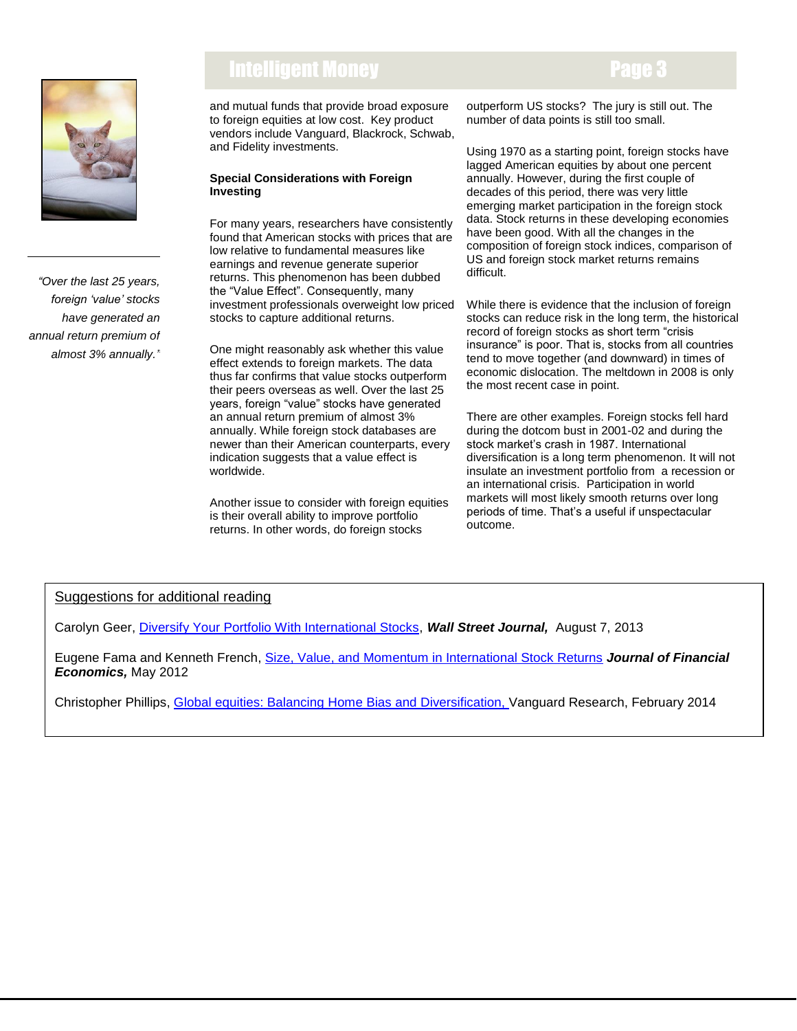and mutual funds that provide broad exposure to foreign equities at low cost. Key product vendors include Vanguard, Blackrock, Schwab, and Fidelity investments.

**Special Considerations with Foreign Investing**

For many years, researchers have consistently found that American stocks with prices that are low relative to fundamental measures like earnings and revenue generate superior returns. This phenomenon has been dubbed the "Value Effect". Consequently, many investment professionals overweight low priced stocks to capture additional returns.

One might reasonably ask whether this value effect extends to foreign markets. The data thus far confirms that value stocks outperform their peers overseas as well. Over the last 25 years, foreign "value" stocks have generated an annual return premium of almost 3% annually. While foreign stock databases are newer than their American counterparts, every indication suggests that a value effect is worldwide.

*"Over the last 25 years, foreign 'value' stocks have generated an annual return premium of almost 3% annually."*

Another issue to consider with foreign equities is their overall ability to improve portfolio returns. In other words, do foreign stocks outperform US stocks? The jury is still out. The number of data points is still too small.

Using 1970 as a starting point, foreign stocks have lagged American equities by about one percent annually. However, during the first couple of decades of this period, there was very little emerging market participation in the foreign stock data. Stock returns in these developing economies have been good. With all the changes in the composition of foreign stock indices, comparison of US and foreign stock market returns remains difficult.

While there is evidence that the inclusion of foreign stocks can reduce risk in the long term, the historical record of foreign stocks as short term "crisis insurance" is poor. That is, stocks from all countries tend to move together (and downward) in times of economic dislocation. The meltdown in 2008 is only the most recent case in point.

There are other examples. Foreign stocks fell hard during the dotcom bust in 2001-02 and during the stock market's crash in 1987. International diversification is a long term phenomenon. It will not insulate an investment portfolio from a recession or an international crisis. Participation in world markets will most likely smooth returns over long periods of time. That's a useful if unspectacular outcome.

Suggestions for additional reading

Carolyn Geer, Diversify Your Portfolio With International Stocks, ***Wall Street Journal,*** August 7, 2013

Eugene Fama and Kenneth French, Size, Value, and Momentum in International Stock Returns ***Journal of Financial Economics,*** May 2012

Christopher Phillips, Global equities: Balancing Home Bias and Diversification, Vanguard Research, February 2014